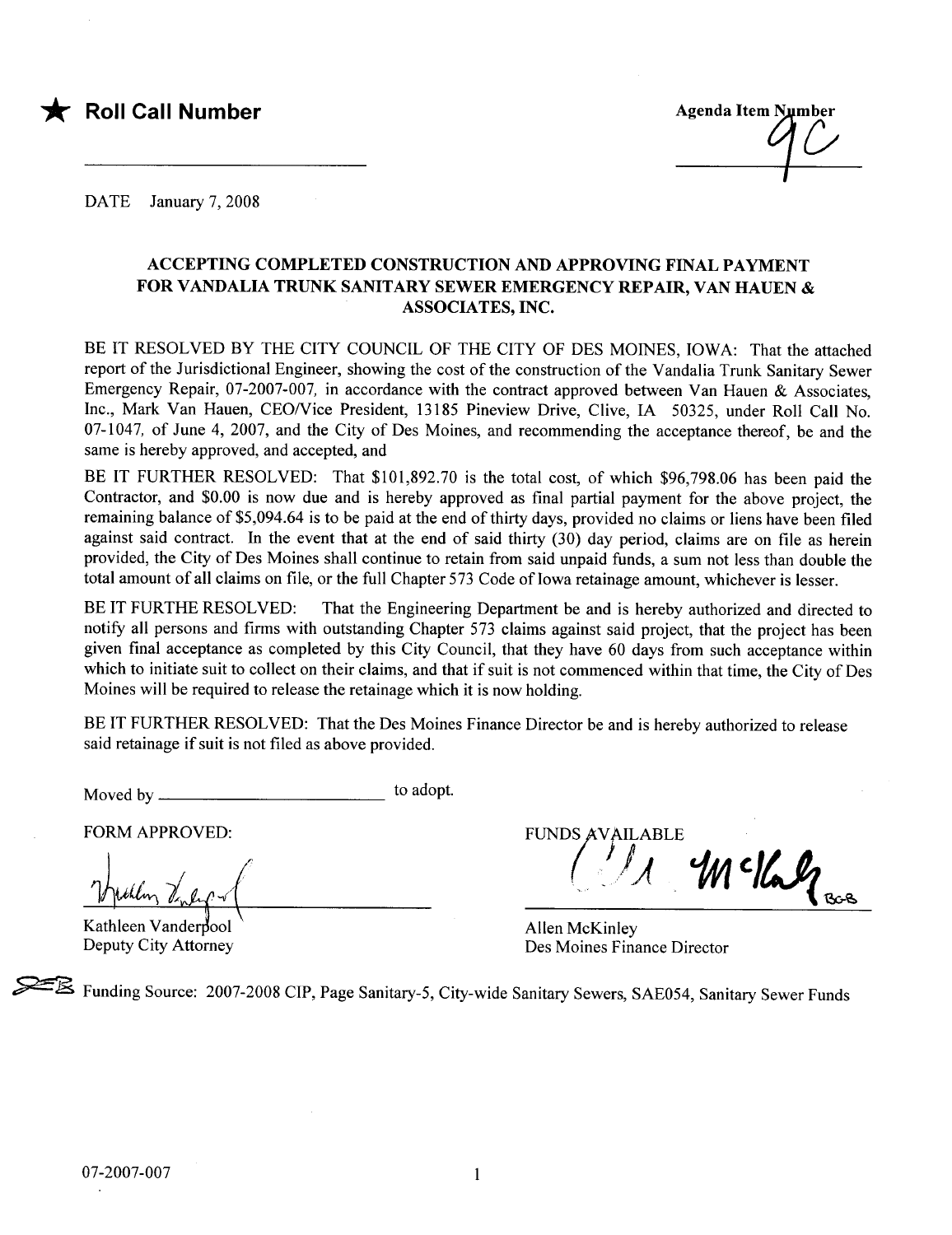★ **Roll Call Number**

**Agenda Item Number**
9C

DATE January 7, 2008

**ACCEPTING COMPLETED CONSTRUCTION AND APPROVING FINAL PAYMENT FOR VANDALIA TRUNK SANITARY SEWER EMERGENCY REPAIR, VAN HAUEN & ASSOCIATES, INC.**

BE IT RESOLVED BY THE CITY COUNCIL OF THE CITY OF DES MOINES, IOWA: That the attached report of the Jurisdictional Engineer, showing the cost of the construction of the Vandalia Trunk Sanitary Sewer Emergency Repair, 07-2007-007, in accordance with the contract approved between Van Hauen & Associates, Inc., Mark Van Hauen, CEO/Vice President, 13185 Pineview Drive, Clive, IA 50325, under Roll Call No. 07-1047, of June 4, 2007, and the City of Des Moines, and recommending the acceptance thereof, be and the same is hereby approved, and accepted, and

BE IT FURTHER RESOLVED: That $101,892.70 is the total cost, of which $96,798.06 has been paid the Contractor, and $0.00 is now due and is hereby approved as final partial payment for the above project, the remaining balance of $5,094.64 is to be paid at the end of thirty days, provided no claims or liens have been filed against said contract. In the event that at the end of said thirty (30) day period, claims are on file as herein provided, the City of Des Moines shall continue to retain from said unpaid funds, a sum not less than double the total amount of all claims on file, or the full Chapter 573 Code of Iowa retainage amount, whichever is lesser.

BE IT FURTHE RESOLVED: That the Engineering Department be and is hereby authorized and directed to notify all persons and firms with outstanding Chapter 573 claims against said project, that the project has been given final acceptance as completed by this City Council, that they have 60 days from such acceptance within which to initiate suit to collect on their claims, and that if suit is not commenced within that time, the City of Des Moines will be required to release the retainage which it is now holding.

BE IT FURTHER RESOLVED: That the Des Moines Finance Director be and is hereby authorized to release said retainage if suit is not filed as above provided.

Moved by ________________________ to adopt.

FORM APPROVED:

Kathleen Vanderpool
Deputy City Attorney

FUNDS AVAILABLE

Allen McKinley
Des Moines Finance Director

Funding Source: 2007-2008 CIP, Page Sanitary-5, City-wide Sanitary Sewers, SAE054, Sanitary Sewer Funds

07-2007-007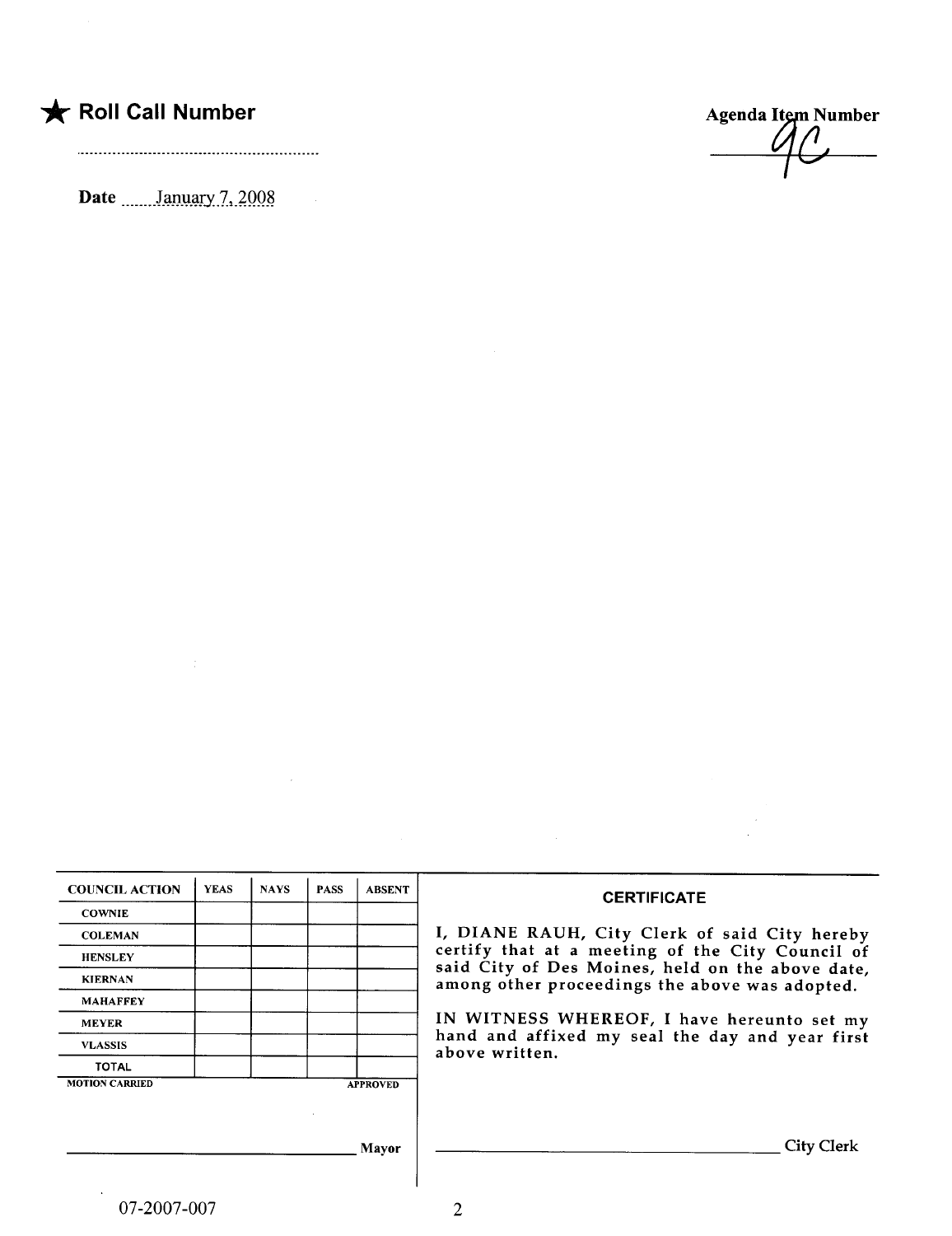★ **Roll Call Number**

..........................................................

**Date** January 7, 2008

**Agenda Item Number**

9C

| COUNCIL ACTION | YEAS | NAYS | PASS | ABSENT |
|---|---|---|---|---|
| COWNIE | | | | |
| COLEMAN | | | | |
| HENSLEY | | | | |
| KIERNAN | | | | |
| MAHAFFEY | | | | |
| MEYER | | | | |
| VLASSIS | | | | |
| TOTAL | | | | |

MOTION CARRIED APPROVED

______________________________ Mayor

**CERTIFICATE**

I, DIANE RAUH, City Clerk of said City hereby certify that at a meeting of the City Council of said City of Des Moines, held on the above date, among other proceedings the above was adopted.

IN WITNESS WHEREOF, I have hereunto set my hand and affixed my seal the day and year first above written.

______________________________ City Clerk

07-2007-007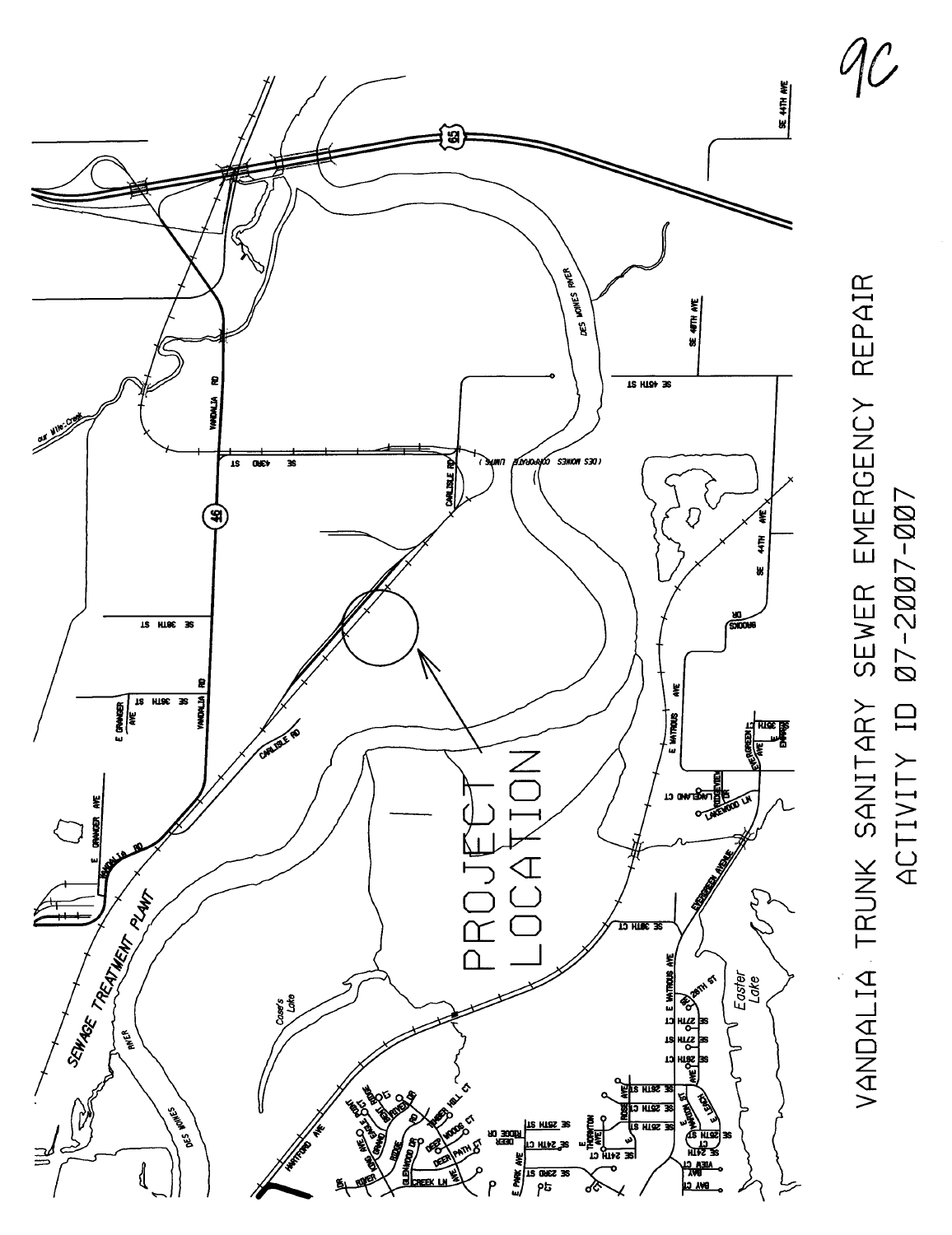9C

# VANDALIA TRUNK SANITARY SEWER EMERGENCY REPAIR

## ACTIVITY ID 07-2007-007

PROJECT LOCATION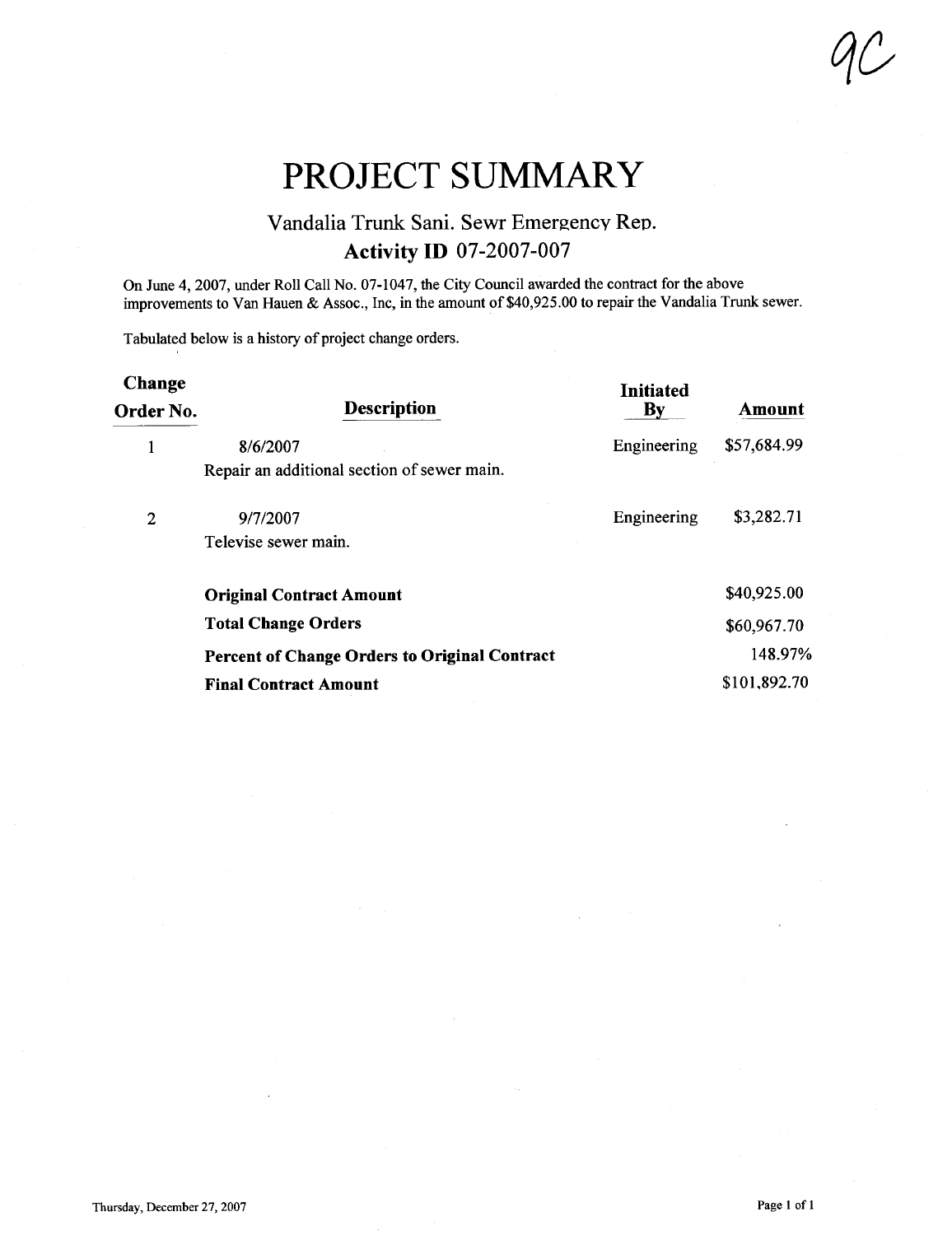9C

# PROJECT SUMMARY

## Vandalia Trunk Sani. Sewr Emergency Rep.

### Activity ID 07-2007-007

On June 4, 2007, under Roll Call No. 07-1047, the City Council awarded the contract for the above improvements to Van Hauen & Assoc., Inc, in the amount of $40,925.00 to repair the Vandalia Trunk sewer.

Tabulated below is a history of project change orders.

| Change Order No. | Description | Initiated By | Amount |
|---|---|---|---|
| 1 | 8/6/2007<br>Repair an additional section of sewer main. | Engineering | $57,684.99 |
| 2 | 9/7/2007<br>Televise sewer main. | Engineering | $3,282.71 |
| | **Original Contract Amount** | | $40,925.00 |
| | **Total Change Orders** | | $60,967.70 |
| | **Percent of Change Orders to Original Contract** | | 148.97% |
| | **Final Contract Amount** | | $101,892.70 |

Thursday, December 27, 2007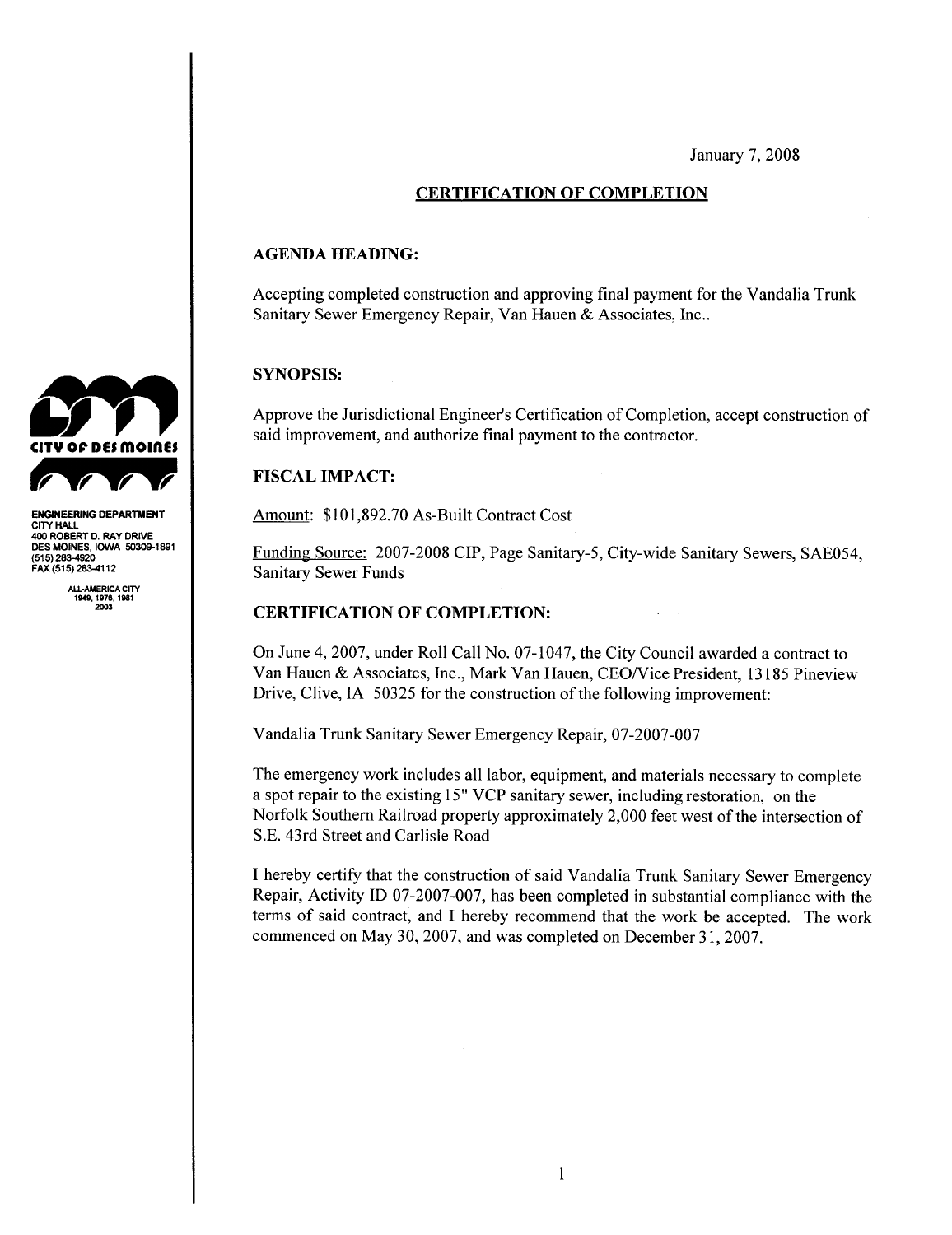CITY OF DES MOINES

ENGINEERING DEPARTMENT
CITY HALL
400 ROBERT D. RAY DRIVE
DES MOINES, IOWA 50309-1891
(515) 283-4920
FAX (515) 283-4112

ALL-AMERICA CITY
1949, 1976, 1981
2003

January 7, 2008

## CERTIFICATION OF COMPLETION

### AGENDA HEADING:

Accepting completed construction and approving final payment for the Vandalia Trunk Sanitary Sewer Emergency Repair, Van Hauen & Associates, Inc..

### SYNOPSIS:

Approve the Jurisdictional Engineer's Certification of Completion, accept construction of said improvement, and authorize final payment to the contractor.

### FISCAL IMPACT:

Amount: $101,892.70 As-Built Contract Cost

Funding Source: 2007-2008 CIP, Page Sanitary-5, City-wide Sanitary Sewers, SAE054, Sanitary Sewer Funds

### CERTIFICATION OF COMPLETION:

On June 4, 2007, under Roll Call No. 07-1047, the City Council awarded a contract to Van Hauen & Associates, Inc., Mark Van Hauen, CEO/Vice President, 13185 Pineview Drive, Clive, IA 50325 for the construction of the following improvement:

Vandalia Trunk Sanitary Sewer Emergency Repair, 07-2007-007

The emergency work includes all labor, equipment, and materials necessary to complete a spot repair to the existing 15" VCP sanitary sewer, including restoration, on the Norfolk Southern Railroad property approximately 2,000 feet west of the intersection of S.E. 43rd Street and Carlisle Road

I hereby certify that the construction of said Vandalia Trunk Sanitary Sewer Emergency Repair, Activity ID 07-2007-007, has been completed in substantial compliance with the terms of said contract, and I hereby recommend that the work be accepted. The work commenced on May 30, 2007, and was completed on December 31, 2007.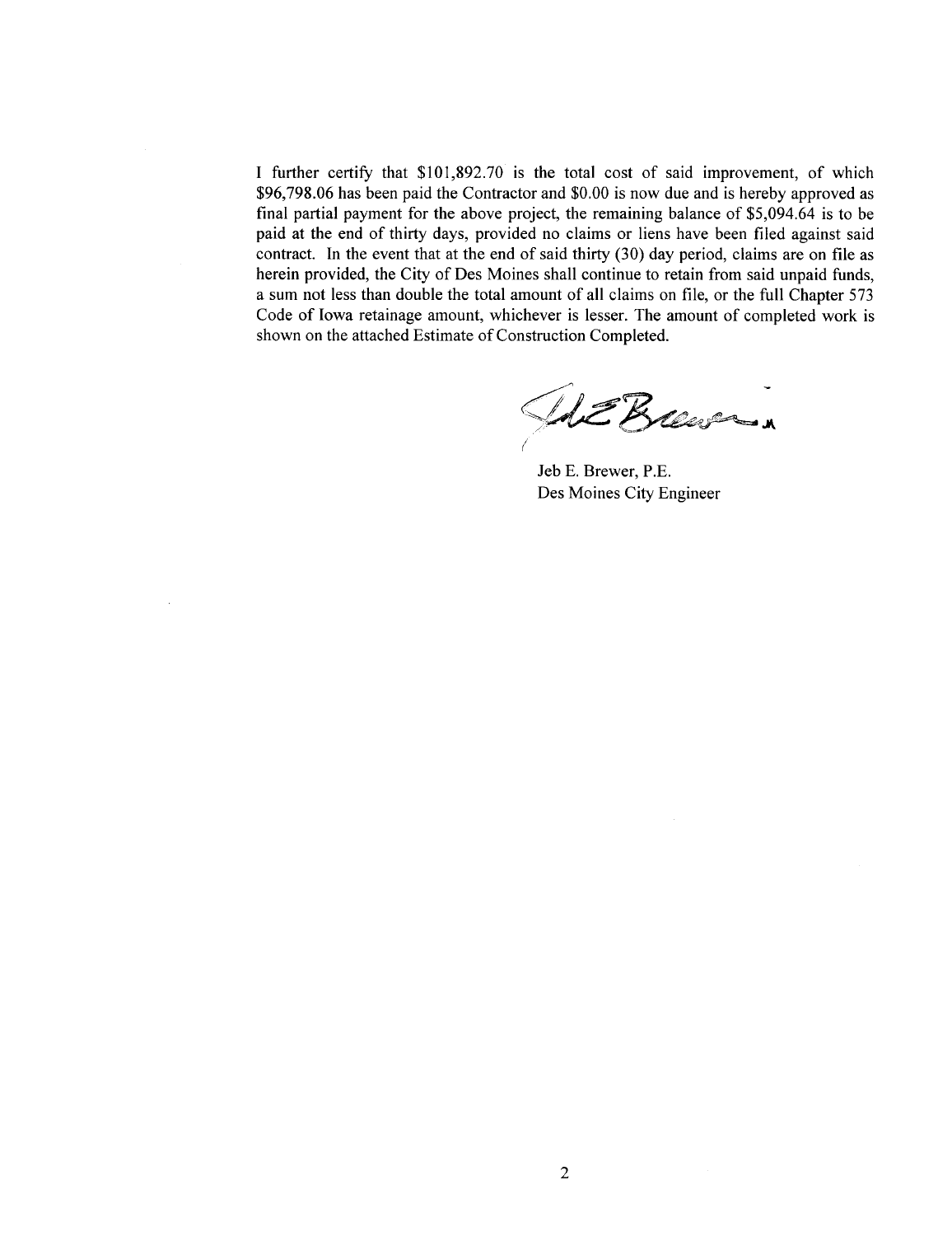I further certify that $101,892.70 is the total cost of said improvement, of which $96,798.06 has been paid the Contractor and $0.00 is now due and is hereby approved as final partial payment for the above project, the remaining balance of $5,094.64 is to be paid at the end of thirty days, provided no claims or liens have been filed against said contract. In the event that at the end of said thirty (30) day period, claims are on file as herein provided, the City of Des Moines shall continue to retain from said unpaid funds, a sum not less than double the total amount of all claims on file, or the full Chapter 573 Code of Iowa retainage amount, whichever is lesser. The amount of completed work is shown on the attached Estimate of Construction Completed.

Jeb E. Brewer, P.E.
Des Moines City Engineer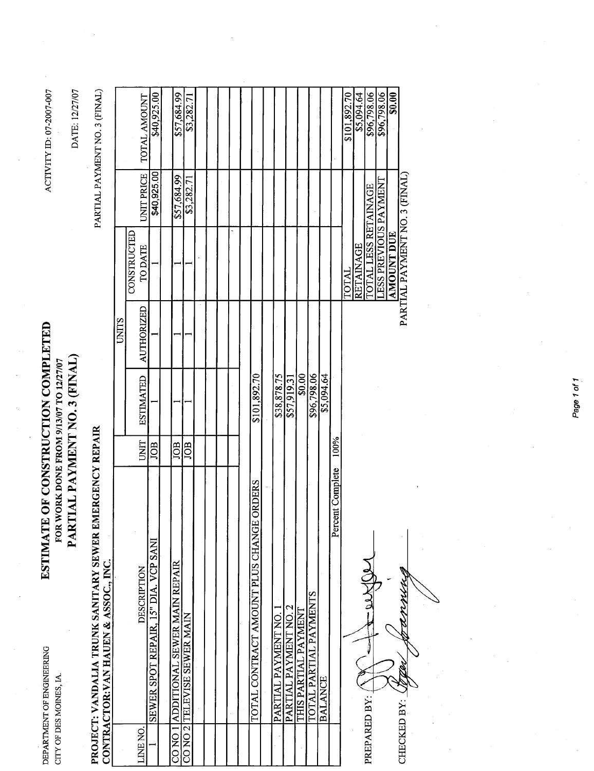DEPARTMENT OF ENGINEERING
CITY OF DES MOINES, IA.

ACTIVITY ID: 07-2007-007

# ESTIMATE OF CONSTRUCTION COMPLETED

FOR WORK DONE FROM 9/13/07 TO 12/27/07

## PARTIAL PAYMENT NO. 3 (FINAL)

DATE: 12/27/07

**PROJECT: VANDALIA TRUNK SANITARY SEWER EMERGENCY REPAIR**
**CONTRACTOR:VAN HAUEN & ASSOC., INC.**

PARTIAL PAYMENT NO. 3 (FINAL)

| LINE NO. | DESCRIPTION | UNIT | UNITS ESTIMATED | UNITS AUTHORIZED | UNITS CONSTRUCTED TO DATE | UNIT PRICE | TOTAL AMOUNT |
|---|---|---|---|---|---|---|---|
| 1 | SEWER SPOT REPAIR, 15" DIA. VCP SANI | JOB | 1 | 1 | 1 | $40,925.00 | $40,925.00 |
| CO NO 1 | ADDITIONAL SEWER MAIN REPAIR | JOB | 1 | 1 | 1 | $57,684.99 | $57,684.99 |
| CO NO 2 | TELEVISE SEWER MAIN | JOB | 1 | 1 | 1 | $3,282.71 | $3,282.71 |
| | TOTAL CONTRACT AMOUNT PLUS CHANGE ORDERS | | $101,892.70 | | | | |
| | PARTIAL PAYMENT NO. 1 | | $38,878.75 | | | | |
| | PARTIAL PAYMENT NO. 2 | | $57,919.31 | | | | |
| | THIS PARTIAL PAYMENT | | $0.00 | | | | |
| | TOTAL PARTIAL PAYMENTS | | $96,798.06 | | | | |
| | BALANCE | | $5,094.64 | | | | |
| | Percent Complete 100% | | | | | | |
| | | | | | TOTAL | | $101,892.70 |
| | | | | | RETAINAGE | | $5,094.64 |
| | | | | | TOTAL LESS RETAINAGE | | $96,798.06 |
| | | | | | LESS PREVIOUS PAYMENT | | $96,798.06 |
| | | | | | **AMOUNT DUE** | | **$0.00** |

PARTIAL PAYMENT NO. 3 (FINAL)

PREPARED BY: [signature]

CHECKED BY: [signature]